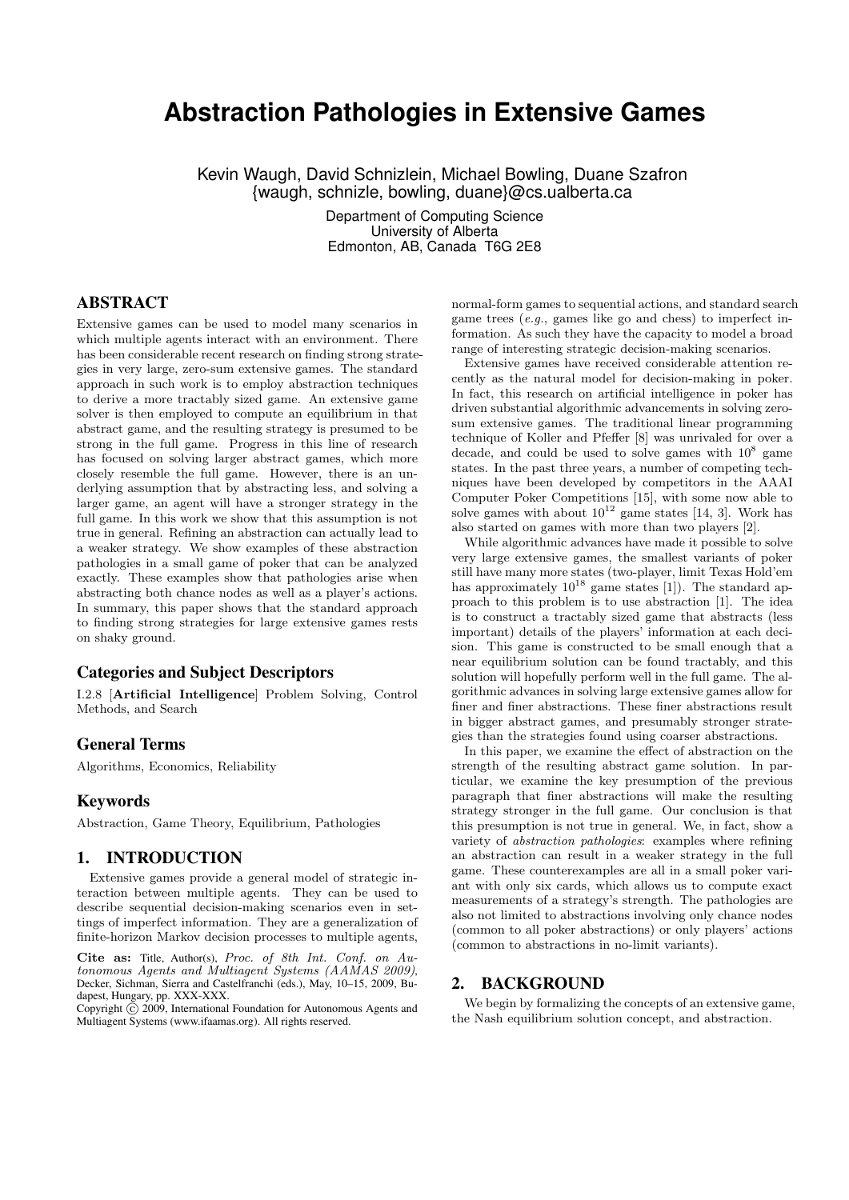# Abstraction Pathologies in Extensive Games

Kevin Waugh, David Schnizlein, Michael Bowling, Duane Szafron
{waugh, schnizle, bowling, duane}@cs.ualberta.ca

Department of Computing Science
University of Alberta
Edmonton, AB, Canada T6G 2E8

## ABSTRACT

Extensive games can be used to model many scenarios in which multiple agents interact with an environment. There has been considerable recent research on finding strong strategies in very large, zero-sum extensive games. The standard approach in such work is to employ abstraction techniques to derive a more tractably sized game. An extensive game solver is then employed to compute an equilibrium in that abstract game, and the resulting strategy is presumed to be strong in the full game. Progress in this line of research has focused on solving larger abstract games, which more closely resemble the full game. However, there is an underlying assumption that by abstracting less, and solving a larger game, an agent will have a stronger strategy in the full game. In this work we show that this assumption is not true in general. Refining an abstraction can actually lead to a weaker strategy. We show examples of these abstraction pathologies in a small game of poker that can be analyzed exactly. These examples show that pathologies arise when abstracting both chance nodes as well as a player's actions. In summary, this paper shows that the standard approach to finding strong strategies for large extensive games rests on shaky ground.

### Categories and Subject Descriptors

I.2.8 [**Artificial Intelligence**] Problem Solving, Control Methods, and Search

### General Terms

Algorithms, Economics, Reliability

### Keywords

Abstraction, Game Theory, Equilibrium, Pathologies

## 1. INTRODUCTION

Extensive games provide a general model of strategic interaction between multiple agents. They can be used to describe sequential decision-making scenarios even in settings of imperfect information. They are a generalization of finite-horizon Markov decision processes to multiple agents, normal-form games to sequential actions, and standard search game trees (*e.g.*, games like go and chess) to imperfect information. As such they have the capacity to model a broad range of interesting strategic decision-making scenarios.

**Cite as:** Title, Author(s), *Proc. of 8th Int. Conf. on Autonomous Agents and Multiagent Systems (AAMAS 2009)*, Decker, Sichman, Sierra and Castelfranchi (eds.), May, 10–15, 2009, Budapest, Hungary, pp. XXX-XXX.
Copyright © 2009, International Foundation for Autonomous Agents and Multiagent Systems (www.ifaamas.org). All rights reserved.

Extensive games have received considerable attention recently as the natural model for decision-making in poker. In fact, this research on artificial intelligence in poker has driven substantial algorithmic advancements in solving zero-sum extensive games. The traditional linear programming technique of Koller and Pfeffer [8] was unrivaled for over a decade, and could be used to solve games with $10^8$ game states. In the past three years, a number of competing techniques have been developed by competitors in the AAAI Computer Poker Competitions [15], with some now able to solve games with about $10^{12}$ game states [14, 3]. Work has also started on games with more than two players [2].

While algorithmic advances have made it possible to solve very large extensive games, the smallest variants of poker still have many more states (two-player, limit Texas Hold'em has approximately $10^{18}$ game states [1]). The standard approach to this problem is to use abstraction [1]. The idea is to construct a tractably sized game that abstracts (less important) details of the players' information at each decision. This game is constructed to be small enough that a near equilibrium solution can be found tractably, and this solution will hopefully perform well in the full game. The algorithmic advances in solving large extensive games allow for finer and finer abstractions. These finer abstractions result in bigger abstract games, and presumably stronger strategies than the strategies found using coarser abstractions.

In this paper, we examine the effect of abstraction on the strength of the resulting abstract game solution. In particular, we examine the key presumption of the previous paragraph that finer abstractions will make the resulting strategy stronger in the full game. Our conclusion is that this presumption is not true in general. We, in fact, show a variety of *abstraction pathologies*: examples where refining an abstraction can result in a weaker strategy in the full game. These counterexamples are all in a small poker variant with only six cards, which allows us to compute exact measurements of a strategy's strength. The pathologies are also not limited to abstractions involving only chance nodes (common to all poker abstractions) or only players' actions (common to abstractions in no-limit variants).

## 2. BACKGROUND

We begin by formalizing the concepts of an extensive game, the Nash equilibrium solution concept, and abstraction.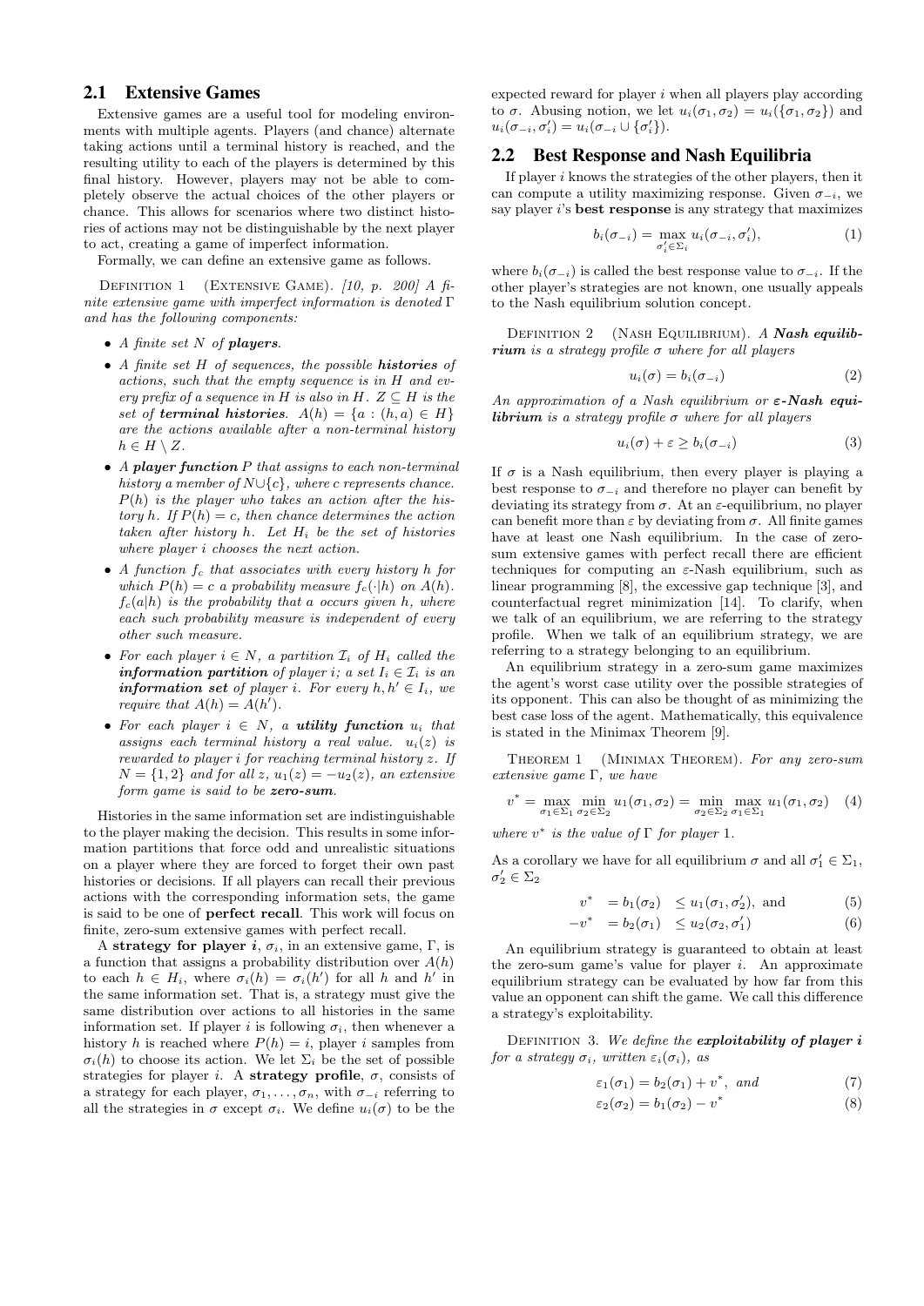## 2.1 Extensive Games

Extensive games are a useful tool for modeling environments with multiple agents. Players (and chance) alternate taking actions until a terminal history is reached, and the resulting utility to each of the players is determined by this final history. However, players may not be able to completely observe the actual choices of the other players or chance. This allows for scenarios where two distinct histories of actions may not be distinguishable by the next player to act, creating a game of imperfect information.

Formally, we can define an extensive game as follows.

Definition 1 (Extensive Game). *[10, p. 200] A finite extensive game with imperfect information is denoted $\Gamma$ and has the following components:*

- *A finite set $N$ of **players**.*
- *A finite set $H$ of sequences, the possible **histories** of actions, such that the empty sequence is in $H$ and every prefix of a sequence in $H$ is also in $H$. $Z \subseteq H$ is the set of **terminal histories**. $A(h) = \{a : (h, a) \in H\}$ are the actions available after a non-terminal history $h \in H \setminus Z$.*
- *A **player function** $P$ that assigns to each non-terminal history a member of $N \cup \{c\}$, where $c$ represents chance. $P(h)$ is the player who takes an action after the history $h$. If $P(h) = c$, then chance determines the action taken after history $h$. Let $H_i$ be the set of histories where player $i$ chooses the next action.*
- *A function $f_c$ that associates with every history $h$ for which $P(h) = c$ a probability measure $f_c(\cdot|h)$ on $A(h)$. $f_c(a|h)$ is the probability that $a$ occurs given $h$, where each such probability measure is independent of every other such measure.*
- *For each player $i \in N$, a partition $\mathcal{I}_i$ of $H_i$ called the **information partition** of player $i$; a set $I_i \in \mathcal{I}_i$ is an **information set** of player $i$. For every $h, h' \in I_i$, we require that $A(h) = A(h')$.*
- *For each player $i \in N$, a **utility function** $u_i$ that assigns each terminal history a real value. $u_i(z)$ is rewarded to player $i$ for reaching terminal history $z$. If $N = \{1, 2\}$ and for all $z$, $u_1(z) = -u_2(z)$, an extensive form game is said to be **zero-sum**.*

Histories in the same information set are indistinguishable to the player making the decision. This results in some information partitions that force odd and unrealistic situations on a player where they are forced to forget their own past histories or decisions. If all players can recall their previous actions with the corresponding information sets, the game is said to be one of **perfect recall**. This work will focus on finite, zero-sum extensive games with perfect recall.

A **strategy for player $i$**, $\sigma_i$, in an extensive game, $\Gamma$, is a function that assigns a probability distribution over $A(h)$ to each $h \in H_i$, where $\sigma_i(h) = \sigma_i(h')$ for all $h$ and $h'$ in the same information set. That is, a strategy must give the same distribution over actions to all histories in the same information set. If player $i$ is following $\sigma_i$, then whenever a history $h$ is reached where $P(h) = i$, player $i$ samples from $\sigma_i(h)$ to choose its action. We let $\Sigma_i$ be the set of possible strategies for player $i$. A **strategy profile**, $\sigma$, consists of a strategy for each player, $\sigma_1, \ldots, \sigma_n$, with $\sigma_{-i}$ referring to all the strategies in $\sigma$ except $\sigma_i$. We define $u_i(\sigma)$ to be the expected reward for player $i$ when all players play according to $\sigma$. Abusing notion, we let $u_i(\sigma_1, \sigma_2) = u_i(\{\sigma_1, \sigma_2\})$ and $u_i(\sigma_{-i}, \sigma'_i) = u_i(\sigma_{-i} \cup \{\sigma'_i\})$.

## 2.2 Best Response and Nash Equilibria

If player $i$ knows the strategies of the other players, then it can compute a utility maximizing response. Given $\sigma_{-i}$, we say player $i$'s **best response** is any strategy that maximizes

$$b_i(\sigma_{-i}) = \max_{\sigma'_i \in \Sigma_i} u_i(\sigma_{-i}, \sigma'_i), \tag{1}$$

where $b_i(\sigma_{-i})$ is called the best response value to $\sigma_{-i}$. If the other player's strategies are not known, one usually appeals to the Nash equilibrium solution concept.

Definition 2 (Nash Equilibrium). *A **Nash equilibrium** is a strategy profile $\sigma$ where for all players*

$$u_i(\sigma) = b_i(\sigma_{-i}) \tag{2}$$

*An approximation of a Nash equilibrium or **$\varepsilon$-Nash equilibrium** is a strategy profile $\sigma$ where for all players*

$$u_i(\sigma) + \varepsilon \geq b_i(\sigma_{-i}) \tag{3}$$

If $\sigma$ is a Nash equilibrium, then every player is playing a best response to $\sigma_{-i}$ and therefore no player can benefit by deviating its strategy from $\sigma$. At an $\varepsilon$-equilibrium, no player can benefit more than $\varepsilon$ by deviating from $\sigma$. All finite games have at least one Nash equilibrium. In the case of zero-sum extensive games with perfect recall there are efficient techniques for computing an $\varepsilon$-Nash equilibrium, such as linear programming [8], the excessive gap technique [3], and counterfactual regret minimization [14]. To clarify, when we talk of an equilibrium, we are referring to the strategy profile. When we talk of an equilibrium strategy, we are referring to a strategy belonging to an equilibrium.

An equilibrium strategy in a zero-sum game maximizes the agent's worst case utility over the possible strategies of its opponent. This can also be thought of as minimizing the best case loss of the agent. Mathematically, this equivalence is stated in the Minimax Theorem [9].

Theorem 1 (Minimax Theorem). *For any zero-sum extensive game $\Gamma$, we have*

$$v^* = \max_{\sigma_1 \in \Sigma_1} \min_{\sigma_2 \in \Sigma_2} u_1(\sigma_1, \sigma_2) = \min_{\sigma_2 \in \Sigma_2} \max_{\sigma_1 \in \Sigma_1} u_1(\sigma_1, \sigma_2) \tag{4}$$

*where $v^*$ is the value of $\Gamma$ for player 1.*

As a corollary we have for all equilibrium $\sigma$ and all $\sigma'_1 \in \Sigma_1$, $\sigma'_2 \in \Sigma_2$

$$v^* = b_1(\sigma_2) \leq u_1(\sigma_1, \sigma'_2), \text{ and} \tag{5}$$

$$-v^* = b_2(\sigma_1) \leq u_2(\sigma_2, \sigma'_1) \tag{6}$$

An equilibrium strategy is guaranteed to obtain at least the zero-sum game's value for player $i$. An approximate equilibrium strategy can be evaluated by how far from this value an opponent can shift the game. We call this difference a strategy's exploitability.

Definition 3. *We define the **exploitability of player $i$** for a strategy $\sigma_i$, written $\varepsilon_i(\sigma_i)$, as*

$$\varepsilon_1(\sigma_1) = b_2(\sigma_1) + v^*, \text{ and} \tag{7}$$

$$\varepsilon_2(\sigma_2) = b_1(\sigma_2) - v^* \tag{8}$$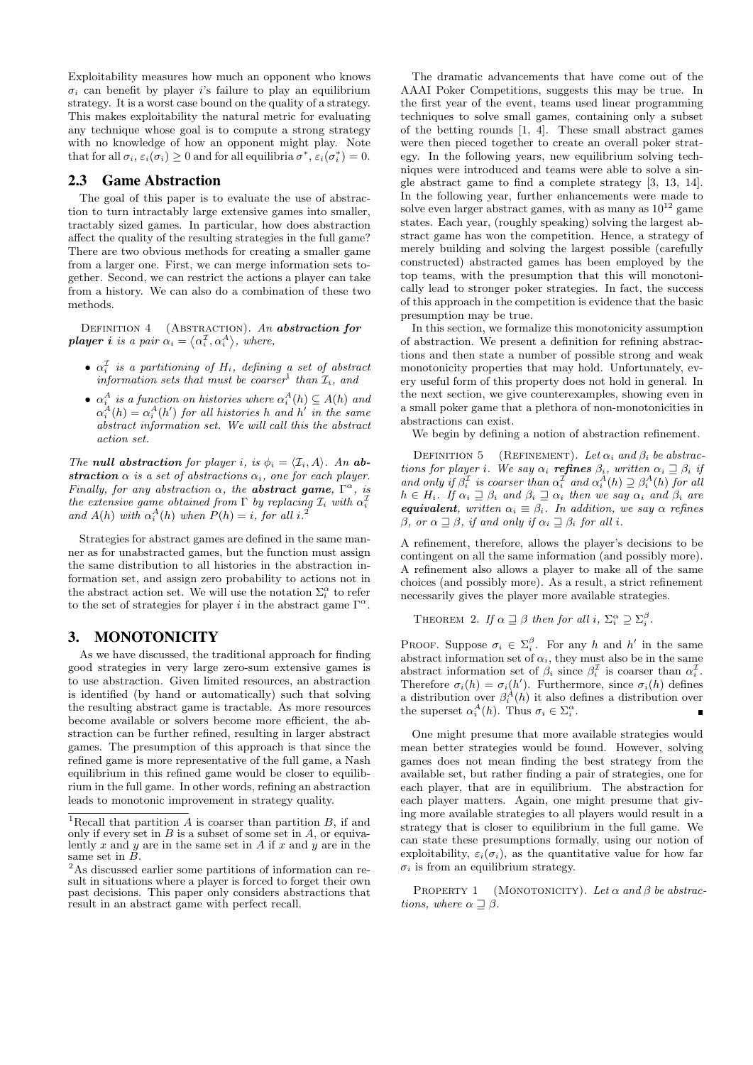Exploitability measures how much an opponent who knows $\sigma_i$ can benefit by player $i$'s failure to play an equilibrium strategy. It is a worst case bound on the quality of a strategy. This makes exploitability the natural metric for evaluating any technique whose goal is to compute a strong strategy with no knowledge of how an opponent might play. Note that for all $\sigma_i$, $\varepsilon_i(\sigma_i) \geq 0$ and for all equilibria $\sigma^*$, $\varepsilon_i(\sigma_i^*) = 0$.

## 2.3 Game Abstraction

The goal of this paper is to evaluate the use of abstraction to turn intractably large extensive games into smaller, tractably sized games. In particular, how does abstraction affect the quality of the resulting strategies in the full game? There are two obvious methods for creating a smaller game from a larger one. First, we can merge information sets together. Second, we can restrict the actions a player can take from a history. We can also do a combination of these two methods.

Definition 4 (Abstraction). *An* ***abstraction for player i*** *is a pair $\alpha_i = \langle \alpha_i^{\mathcal{I}}, \alpha_i^A \rangle$, where,*

- *$\alpha_i^{\mathcal{I}}$ is a partitioning of $H_i$, defining a set of abstract information sets that must be coarser[1] than $\mathcal{I}_i$, and*
- *$\alpha_i^A$ is a function on histories where $\alpha_i^A(h) \subseteq A(h)$ and $\alpha_i^A(h) = \alpha_i^A(h')$ for all histories $h$ and $h'$ in the same abstract information set. We will call this the abstract action set.*

*The* ***null abstraction*** *for player $i$, is $\phi_i = \langle \mathcal{I}_i, A \rangle$. An* ***abstraction*** *$\alpha$ is a set of abstractions $\alpha_i$, one for each player. Finally, for any abstraction $\alpha$, the* ***abstract game****, $\Gamma^\alpha$, is the extensive game obtained from $\Gamma$ by replacing $\mathcal{I}_i$ with $\alpha_i^{\mathcal{I}}$ and $A(h)$ with $\alpha_i^A(h)$ when $P(h) = i$, for all $i$.[2]*

Strategies for abstract games are defined in the same manner as for unabstracted games, but the function must assign the same distribution to all histories in the abstraction information set, and assign zero probability to actions not in the abstract action set. We will use the notation $\Sigma_i^\alpha$ to refer to the set of strategies for player $i$ in the abstract game $\Gamma^\alpha$.

# 3. MONOTONICITY

As we have discussed, the traditional approach for finding good strategies in very large zero-sum extensive games is to use abstraction. Given limited resources, an abstraction is identified (by hand or automatically) such that solving the resulting abstract game is tractable. As more resources become available or solvers become more efficient, the abstraction can be further refined, resulting in larger abstract games. The presumption of this approach is that since the refined game is more representative of the full game, a Nash equilibrium in this refined game would be closer to equilibrium in the full game. In other words, refining an abstraction leads to monotonic improvement in strategy quality.

The dramatic advancements that have come out of the AAAI Poker Competitions, suggests this may be true. In the first year of the event, teams used linear programming techniques to solve small games, containing only a subset of the betting rounds [1, 4]. These small abstract games were then pieced together to create an overall poker strategy. In the following years, new equilibrium solving techniques were introduced and teams were able to solve a single abstract game to find a complete strategy [3, 13, 14]. In the following year, further enhancements were made to solve even larger abstract games, with as many as $10^{12}$ game states. Each year, (roughly speaking) solving the largest abstract game has won the competition. Hence, a strategy of merely building and solving the largest possible (carefully constructed) abstracted games has been employed by the top teams, with the presumption that this will monotonically lead to stronger poker strategies. In fact, the success of this approach in the competition is evidence that the basic presumption may be true.

In this section, we formalize this monotonicity assumption of abstraction. We present a definition for refining abstractions and then state a number of possible strong and weak monotonicity properties that may hold. Unfortunately, every useful form of this property does not hold in general. In the next section, we give counterexamples, showing even in a small poker game that a plethora of non-monotonicities in abstractions can exist.

We begin by defining a notion of abstraction refinement.

Definition 5 (Refinement). *Let $\alpha_i$ and $\beta_i$ be abstractions for player $i$. We say $\alpha_i$* ***refines*** *$\beta_i$, written $\alpha_i \sqsupseteq \beta_i$ if and only if $\beta_i^{\mathcal{I}}$ is coarser than $\alpha_i^{\mathcal{I}}$ and $\alpha_i^A(h) \supseteq \beta_i^A(h)$ for all $h \in H_i$. If $\alpha_i \sqsupseteq \beta_i$ and $\beta_i \sqsupseteq \alpha_i$ then we say $\alpha_i$ and $\beta_i$ are* ***equivalent****, written $\alpha_i \equiv \beta_i$. In addition, we say $\alpha$ refines $\beta$, or $\alpha \sqsupseteq \beta$, if and only if $\alpha_i \sqsupseteq \beta_i$ for all $i$.*

A refinement, therefore, allows the player's decisions to be contingent on all the same information (and possibly more). A refinement also allows a player to make all of the same choices (and possibly more). As a result, a strict refinement necessarily gives the player more available strategies.

Theorem 2. *If $\alpha \sqsupseteq \beta$ then for all $i$, $\Sigma_i^\alpha \supseteq \Sigma_i^\beta$.*

Proof. Suppose $\sigma_i \in \Sigma_i^\beta$. For any $h$ and $h'$ in the same abstract information set of $\alpha_i$, they must also be in the same abstract information set of $\beta_i$ since $\beta_i^{\mathcal{I}}$ is coarser than $\alpha_i^{\mathcal{I}}$. Therefore $\sigma_i(h) = \sigma_i(h')$. Furthermore, since $\sigma_i(h)$ defines a distribution over $\beta_i^A(h)$ it also defines a distribution over the superset $\alpha_i^A(h)$. Thus $\sigma_i \in \Sigma_i^\alpha$. ∎

One might presume that more available strategies would mean better strategies would be found. However, solving games does not mean finding the best strategy from the available set, but rather finding a pair of strategies, one for each player, that are in equilibrium. The abstraction for each player matters. Again, one might presume that giving more available strategies to all players would result in a strategy that is closer to equilibrium in the full game. We can state these presumptions formally, using our notion of exploitability, $\varepsilon_i(\sigma_i)$, as the quantitative value for how far $\sigma_i$ is from an equilibrium strategy.

Property 1 (Monotonicity). *Let $\alpha$ and $\beta$ be abstractions, where $\alpha \sqsupseteq \beta$.*

---

[1] Recall that partition $A$ is coarser than partition $B$, if and only if every set in $B$ is a subset of some set in $A$, or equivalently $x$ and $y$ are in the same set in $A$ if $x$ and $y$ are in the same set in $B$.

[2] As discussed earlier some partitions of information can result in situations where a player is forced to forget their own past decisions. This paper only considers abstractions that result in an abstract game with perfect recall.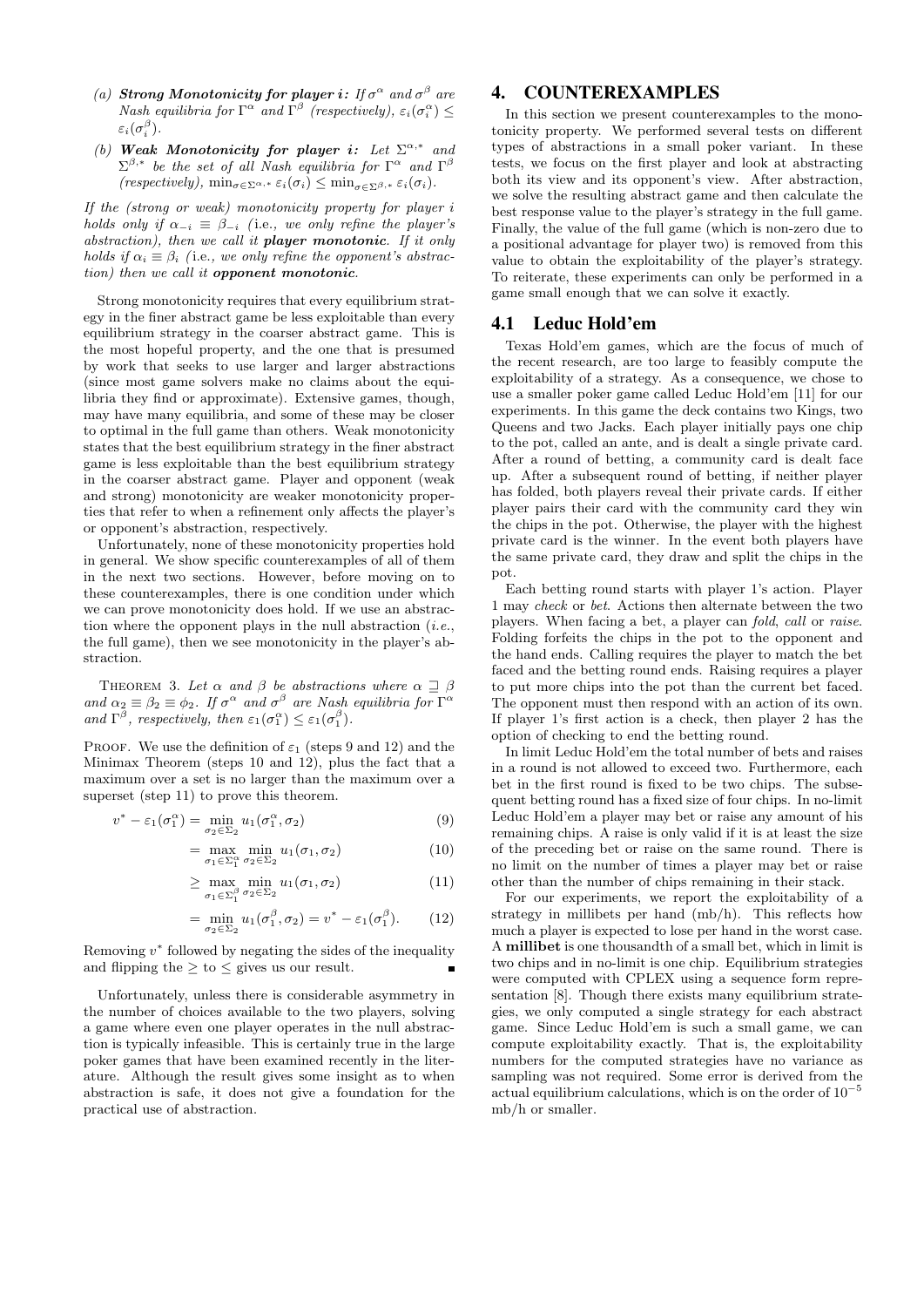(a) ***Strong Monotonicity for player i:*** *If $\sigma^\alpha$ and $\sigma^\beta$ are Nash equilibria for $\Gamma^\alpha$ and $\Gamma^\beta$ (respectively), $\varepsilon_i(\sigma_i^\alpha) \leq \varepsilon_i(\sigma_i^\beta)$.*

(b) ***Weak Monotonicity for player i:*** *Let $\Sigma^{\alpha,*}$ and $\Sigma^{\beta,*}$ be the set of all Nash equilibria for $\Gamma^\alpha$ and $\Gamma^\beta$ (respectively), $\min_{\sigma \in \Sigma^{\alpha,*}} \varepsilon_i(\sigma_i) \leq \min_{\sigma \in \Sigma^{\beta,*}} \varepsilon_i(\sigma_i)$.*

*If the (strong or weak) monotonicity property for player i holds only if $\alpha_{-i} \equiv \beta_{-i}$ (*i.e.*, we only refine the player's abstraction), then we call it **player monotonic**. If it only holds if $\alpha_i \equiv \beta_i$ (*i.e.*, we only refine the opponent's abstraction) then we call it **opponent monotonic**.*

Strong monotonicity requires that every equilibrium strategy in the finer abstract game be less exploitable than every equilibrium strategy in the coarser abstract game. This is the most hopeful property, and the one that is presumed by work that seeks to use larger and larger abstractions (since most game solvers make no claims about the equilibria they find or approximate). Extensive games, though, may have many equilibria, and some of these may be closer to optimal in the full game than others. Weak monotonicity states that the best equilibrium strategy in the finer abstract game is less exploitable than the best equilibrium strategy in the coarser abstract game. Player and opponent (weak and strong) monotonicity are weaker monotonicity properties that refer to when a refinement only affects the player's or opponent's abstraction, respectively.

Unfortunately, none of these monotonicity properties hold in general. We show specific counterexamples of all of them in the next two sections. However, before moving on to these counterexamples, there is one condition under which we can prove monotonicity does hold. If we use an abstraction where the opponent plays in the null abstraction (*i.e.*, the full game), then we see monotonicity in the player's abstraction.

THEOREM 3. *Let $\alpha$ and $\beta$ be abstractions where $\alpha \sqsupseteq \beta$ and $\alpha_2 \equiv \beta_2 \equiv \phi_2$. If $\sigma^\alpha$ and $\sigma^\beta$ are Nash equilibria for $\Gamma^\alpha$ and $\Gamma^\beta$, respectively, then $\varepsilon_1(\sigma_1^\alpha) \leq \varepsilon_1(\sigma_1^\beta)$.*

PROOF. We use the definition of $\varepsilon_1$ (steps 9 and 12) and the Minimax Theorem (steps 10 and 12), plus the fact that a maximum over a set is no larger than the maximum over a superset (step 11) to prove this theorem.

$$v^* - \varepsilon_1(\sigma_1^\alpha) = \min_{\sigma_2 \in \Sigma_2} u_1(\sigma_1^\alpha, \sigma_2) \tag{9}$$

$$= \max_{\sigma_1 \in \Sigma_1^\alpha} \min_{\sigma_2 \in \Sigma_2} u_1(\sigma_1, \sigma_2) \tag{10}$$

$$\geq \max_{\sigma_1 \in \Sigma_1^\beta} \min_{\sigma_2 \in \Sigma_2} u_1(\sigma_1, \sigma_2) \tag{11}$$

$$= \min_{\sigma_2 \in \Sigma_2} u_1(\sigma_1^\beta, \sigma_2) = v^* - \varepsilon_1(\sigma_1^\beta). \tag{12}$$

Removing $v^*$ followed by negating the sides of the inequality and flipping the $\geq$ to $\leq$ gives us our result. ∎

Unfortunately, unless there is considerable asymmetry in the number of choices available to the two players, solving a game where even one player operates in the null abstraction is typically infeasible. This is certainly true in the large poker games that have been examined recently in the literature. Although the result gives some insight as to when abstraction is safe, it does not give a foundation for the practical use of abstraction.

## 4. COUNTEREXAMPLES

In this section we present counterexamples to the monotonicity property. We performed several tests on different types of abstractions in a small poker variant. In these tests, we focus on the first player and look at abstracting both its view and its opponent's view. After abstraction, we solve the resulting abstract game and then calculate the best response value to the player's strategy in the full game. Finally, the value of the full game (which is non-zero due to a positional advantage for player two) is removed from this value to obtain the exploitability of the player's strategy. To reiterate, these experiments can only be performed in a game small enough that we can solve it exactly.

### 4.1 Leduc Hold'em

Texas Hold'em games, which are the focus of much of the recent research, are too large to feasibly compute the exploitability of a strategy. As a consequence, we chose to use a smaller poker game called Leduc Hold'em [11] for our experiments. In this game the deck contains two Kings, two Queens and two Jacks. Each player initially pays one chip to the pot, called an ante, and is dealt a single private card. After a round of betting, a community card is dealt face up. After a subsequent round of betting, if neither player has folded, both players reveal their private cards. If either player pairs their card with the community card they win the chips in the pot. Otherwise, the player with the highest private card is the winner. In the event both players have the same private card, they draw and split the chips in the pot.

Each betting round starts with player 1's action. Player 1 may *check* or *bet*. Actions then alternate between the two players. When facing a bet, a player can *fold*, *call* or *raise*. Folding forfeits the chips in the pot to the opponent and the hand ends. Calling requires the player to match the bet faced and the betting round ends. Raising requires a player to put more chips into the pot than the current bet faced. The opponent must then respond with an action of its own. If player 1's first action is a check, then player 2 has the option of checking to end the betting round.

In limit Leduc Hold'em the total number of bets and raises in a round is not allowed to exceed two. Furthermore, each bet in the first round is fixed to be two chips. The subsequent betting round has a fixed size of four chips. In no-limit Leduc Hold'em a player may bet or raise any amount of his remaining chips. A raise is only valid if it is at least the size of the preceding bet or raise on the same round. There is no limit on the number of times a player may bet or raise other than the number of chips remaining in their stack.

For our experiments, we report the exploitability of a strategy in millibets per hand (mb/h). This reflects how much a player is expected to lose per hand in the worst case. A **millibet** is one thousandth of a small bet, which in limit is two chips and in no-limit is one chip. Equilibrium strategies were computed with CPLEX using a sequence form representation [8]. Though there exists many equilibrium strategies, we only computed a single strategy for each abstract game. Since Leduc Hold'em is such a small game, we can compute exploitability exactly. That is, the exploitability numbers for the computed strategies have no variance as sampling was not required. Some error is derived from the actual equilibrium calculations, which is on the order of $10^{-5}$ mb/h or smaller.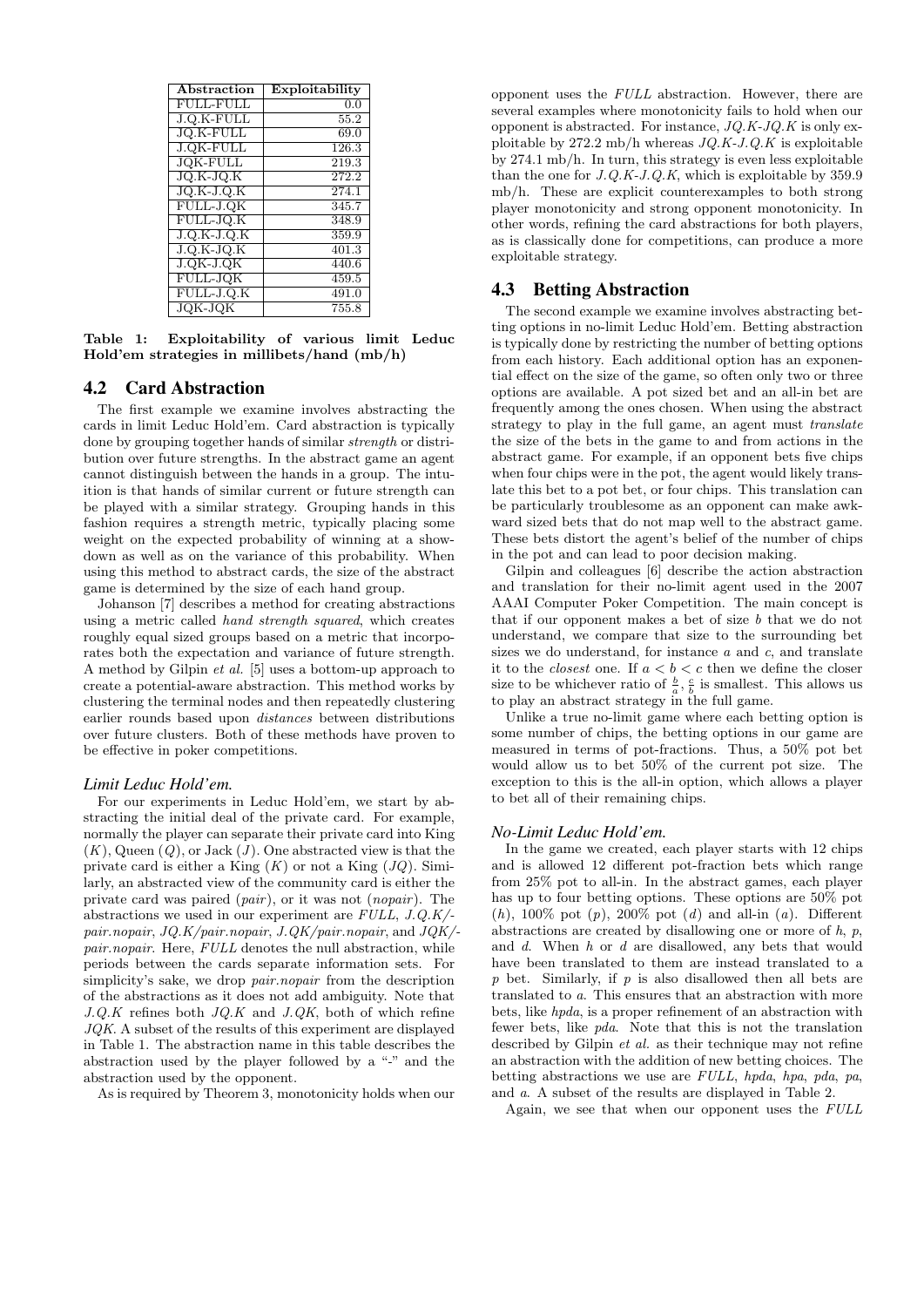| Abstraction | Exploitability |
|---|---|
| FULL-FULL | 0.0 |
| J.Q.K-FULL | 55.2 |
| JQ.K-FULL | 69.0 |
| J.QK-FULL | 126.3 |
| JQK-FULL | 219.3 |
| JQ.K-JQ.K | 272.2 |
| JQ.K-J.Q.K | 274.1 |
| FULL-J.QK | 345.7 |
| FULL-JQ.K | 348.9 |
| J.Q.K-J.Q.K | 359.9 |
| J.Q.K-JQ.K | 401.3 |
| J.QK-J.QK | 440.6 |
| FULL-JQK | 459.5 |
| FULL-J.Q.K | 491.0 |
| JQK-JQK | 755.8 |

**Table 1: Exploitability of various limit Leduc Hold'em strategies in millibets/hand (mb/h)**

## 4.2 Card Abstraction

The first example we examine involves abstracting the cards in limit Leduc Hold'em. Card abstraction is typically done by grouping together hands of similar *strength* or distribution over future strengths. In the abstract game an agent cannot distinguish between the hands in a group. The intuition is that hands of similar current or future strength can be played with a similar strategy. Grouping hands in this fashion requires a strength metric, typically placing some weight on the expected probability of winning at a showdown as well as on the variance of this probability. When using this method to abstract cards, the size of the abstract game is determined by the size of each hand group.

Johanson [7] describes a method for creating abstractions using a metric called *hand strength squared*, which creates roughly equal sized groups based on a metric that incorporates both the expectation and variance of future strength. A method by Gilpin *et al.* [5] uses a bottom-up approach to create a potential-aware abstraction. This method works by clustering the terminal nodes and then repeatedly clustering earlier rounds based upon *distances* between distributions over future clusters. Both of these methods have proven to be effective in poker competitions.

### *Limit Leduc Hold'em.*

For our experiments in Leduc Hold'em, we start by abstracting the initial deal of the private card. For example, normally the player can separate their private card into King ($K$), Queen ($Q$), or Jack ($J$). One abstracted view is that the private card is either a King ($K$) or not a King ($JQ$). Similarly, an abstracted view of the community card is either the private card was paired (*pair*), or it was not (*nopair*). The abstractions we used in our experiment are *FULL*, *J.Q.K/pair.nopair*, *JQ.K/pair.nopair*, *J.QK/pair.nopair*, and *JQK/pair.nopair*. Here, *FULL* denotes the null abstraction, while periods between the cards separate information sets. For simplicity's sake, we drop *pair.nopair* from the description of the abstractions as it does not add ambiguity. Note that *J.Q.K* refines both *JQ.K* and *J.QK*, both of which refine *JQK*. A subset of the results of this experiment are displayed in Table 1. The abstraction name in this table describes the abstraction used by the player followed by a "-" and the abstraction used by the opponent.

As is required by Theorem 3, monotonicity holds when our opponent uses the *FULL* abstraction. However, there are several examples where monotonicity fails to hold when our opponent is abstracted. For instance, *JQ.K-JQ.K* is only exploitable by 272.2 mb/h whereas *JQ.K-J.Q.K* is exploitable by 274.1 mb/h. In turn, this strategy is even less exploitable than the one for *J.Q.K-J.Q.K*, which is exploitable by 359.9 mb/h. These are explicit counterexamples to both strong player monotonicity and strong opponent monotonicity. In other words, refining the card abstractions for both players, as is classically done for competitions, can produce a more exploitable strategy.

## 4.3 Betting Abstraction

The second example we examine involves abstracting betting options in no-limit Leduc Hold'em. Betting abstraction is typically done by restricting the number of betting options from each history. Each additional option has an exponential effect on the size of the game, so often only two or three options are available. A pot sized bet and an all-in bet are frequently among the ones chosen. When using the abstract strategy to play in the full game, an agent must *translate* the size of the bets in the game to and from actions in the abstract game. For example, if an opponent bets five chips when four chips were in the pot, the agent would likely translate this bet to a pot bet, or four chips. This translation can be particularly troublesome as an opponent can make awkward sized bets that do not map well to the abstract game. These bets distort the agent's belief of the number of chips in the pot and can lead to poor decision making.

Gilpin and colleagues [6] describe the action abstraction and translation for their no-limit agent used in the 2007 AAAI Computer Poker Competition. The main concept is that if our opponent makes a bet of size $b$ that we do not understand, we compare that size to the surrounding bet sizes we do understand, for instance $a$ and $c$, and translate it to the *closest* one. If $a < b < c$ then we define the closer size to be whichever ratio of $\frac{b}{a}, \frac{c}{b}$ is smallest. This allows us to play an abstract strategy in the full game.

Unlike a true no-limit game where each betting option is some number of chips, the betting options in our game are measured in terms of pot-fractions. Thus, a 50% pot bet would allow us to bet 50% of the current pot size. The exception to this is the all-in option, which allows a player to bet all of their remaining chips.

### *No-Limit Leduc Hold'em.*

In the game we created, each player starts with 12 chips and is allowed 12 different pot-fraction bets which range from 25% pot to all-in. In the abstract games, each player has up to four betting options. These options are 50% pot ($h$), 100% pot ($p$), 200% pot ($d$) and all-in ($a$). Different abstractions are created by disallowing one or more of $h$, $p$, and $d$. When $h$ or $d$ are disallowed, any bets that would have been translated to them are instead translated to a $p$ bet. Similarly, if $p$ is also disallowed then all bets are translated to $a$. This ensures that an abstraction with more bets, like *hpda*, is a proper refinement of an abstraction with fewer bets, like *pda*. Note that this is not the translation described by Gilpin *et al.* as their technique may not refine an abstraction with the addition of new betting choices. The betting abstractions we use are *FULL*, *hpda*, *hpa*, *pda*, *pa*, and *a*. A subset of the results are displayed in Table 2.

Again, we see that when our opponent uses the *FULL*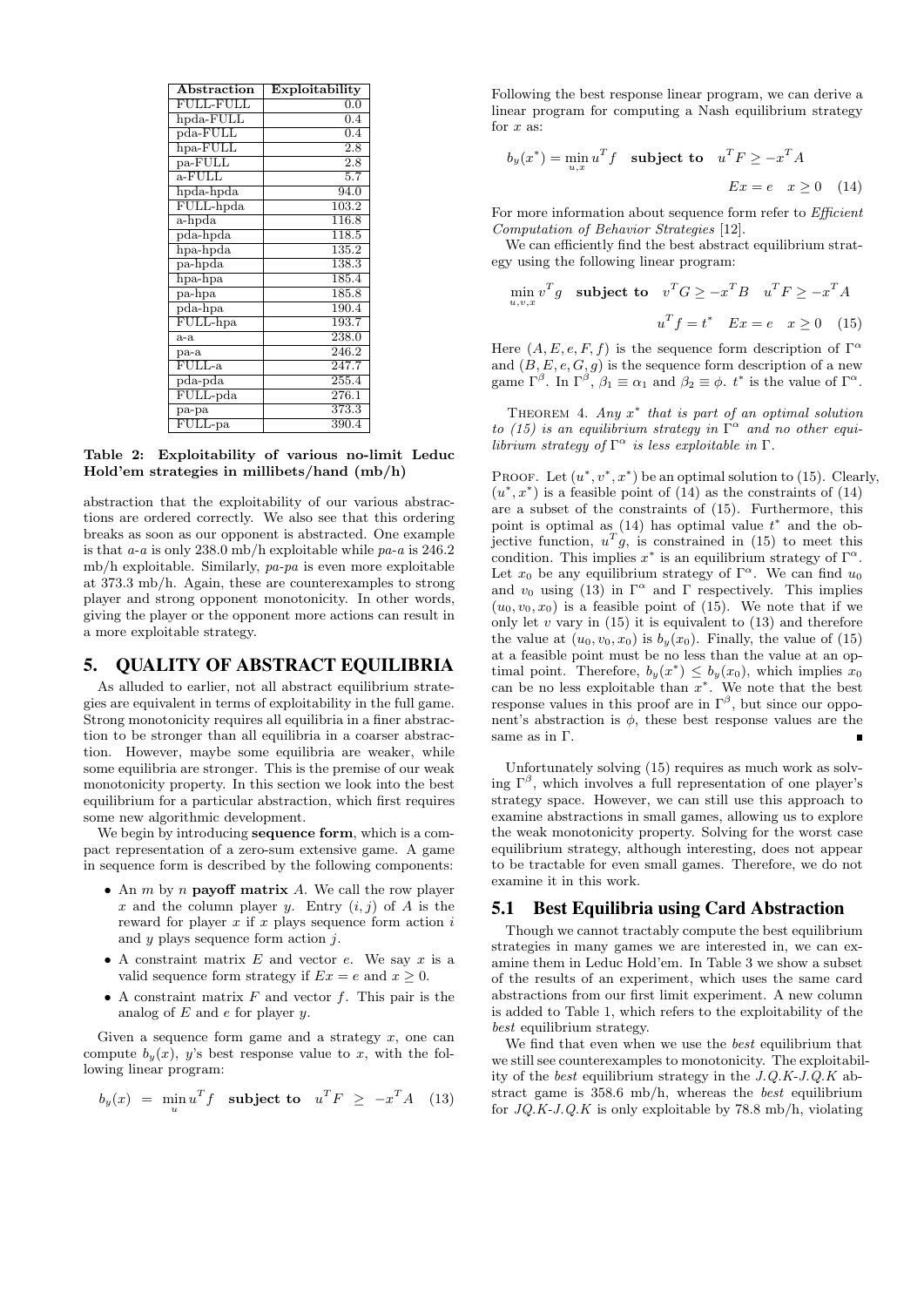| Abstraction | Exploitability |
|---|---|
| FULL-FULL | 0.0 |
| hpda-FULL | 0.4 |
| pda-FULL | 0.4 |
| hpa-FULL | 2.8 |
| pa-FULL | 2.8 |
| a-FULL | 5.7 |
| hpda-hpda | 94.0 |
| FULL-hpda | 103.2 |
| a-hpda | 116.8 |
| pda-hpda | 118.5 |
| hpa-hpda | 135.2 |
| pa-hpda | 138.3 |
| hpa-hpa | 185.4 |
| pa-hpa | 185.8 |
| pda-hpa | 190.4 |
| FULL-hpa | 193.7 |
| a-a | 238.0 |
| pa-a | 246.2 |
| FULL-a | 247.7 |
| pda-pda | 255.4 |
| FULL-pda | 276.1 |
| pa-pa | 373.3 |
| FULL-pa | 390.4 |

**Table 2: Exploitability of various no-limit Leduc Hold'em strategies in millibets/hand (mb/h)**

abstraction that the exploitability of our various abstractions are ordered correctly. We also see that this ordering breaks as soon as our opponent is abstracted. One example is that *a-a* is only 238.0 mb/h exploitable while *pa-a* is 246.2 mb/h exploitable. Similarly, *pa-pa* is even more exploitable at 373.3 mb/h. Again, these are counterexamples to strong player and strong opponent monotonicity. In other words, giving the player or the opponent more actions can result in a more exploitable strategy.

## 5. QUALITY OF ABSTRACT EQUILIBRIA

As alluded to earlier, not all abstract equilibrium strategies are equivalent in terms of exploitability in the full game. Strong monotonicity requires all equilibria in a finer abstraction to be stronger than all equilibria in a coarser abstraction. However, maybe some equilibria are weaker, while some equilibria are stronger. This is the premise of our weak monotonicity property. In this section we look into the best equilibrium for a particular abstraction, which first requires some new algorithmic development.

We begin by introducing **sequence form**, which is a compact representation of a zero-sum extensive game. A game in sequence form is described by the following components:

- An $m$ by $n$ **payoff matrix** $A$. We call the row player $x$ and the column player $y$. Entry $(i, j)$ of $A$ is the reward for player $x$ if $x$ plays sequence form action $i$ and $y$ plays sequence form action $j$.
- A constraint matrix $E$ and vector $e$. We say $x$ is a valid sequence form strategy if $Ex = e$ and $x \geq 0$.
- A constraint matrix $F$ and vector $f$. This pair is the analog of $E$ and $e$ for player $y$.

Given a sequence form game and a strategy $x$, one can compute $b_y(x)$, $y$'s best response value to $x$, with the following linear program:

$$b_y(x) \;=\; \min_{u} u^T f \quad \textbf{subject to} \quad u^T F \;\geq\; -x^T A \quad (13)$$

Following the best response linear program, we can derive a linear program for computing a Nash equilibrium strategy for $x$ as:

$$b_y(x^*) = \min_{u,x} u^T f \quad \textbf{subject to} \quad u^T F \geq -x^T A$$
$$Ex = e \quad x \geq 0 \quad (14)$$

For more information about sequence form refer to *Efficient Computation of Behavior Strategies* [12].

We can efficiently find the best abstract equilibrium strategy using the following linear program:

$$\min_{u,v,x} v^T g \quad \textbf{subject to} \quad v^T G \geq -x^T B \quad u^T F \geq -x^T A$$
$$u^T f = t^* \quad Ex = e \quad x \geq 0 \quad (15)$$

Here $(A, E, e, F, f)$ is the sequence form description of $\Gamma^\alpha$ and $(B, E, e, G, g)$ is the sequence form description of a new game $\Gamma^\beta$. In $\Gamma^\beta$, $\beta_1 \equiv \alpha_1$ and $\beta_2 \equiv \phi$. $t^*$ is the value of $\Gamma^\alpha$.

THEOREM 4. *Any $x^*$ that is part of an optimal solution to (15) is an equilibrium strategy in $\Gamma^\alpha$ and no other equilibrium strategy of $\Gamma^\alpha$ is less exploitable in $\Gamma$.*

PROOF. Let $(u^*, v^*, x^*)$ be an optimal solution to (15). Clearly, $(u^*, x^*)$ is a feasible point of (14) as the constraints of (14) are a subset of the constraints of (15). Furthermore, this point is optimal as (14) has optimal value $t^*$ and the objective function, $u^T g$, is constrained in (15) to meet this condition. This implies $x^*$ is an equilibrium strategy of $\Gamma^\alpha$. Let $x_0$ be any equilibrium strategy of $\Gamma^\alpha$. We can find $u_0$ and $v_0$ using (13) in $\Gamma^\alpha$ and $\Gamma$ respectively. This implies $(u_0, v_0, x_0)$ is a feasible point of (15). We note that if we only let $v$ vary in (15) it is equivalent to (13) and therefore the value at $(u_0, v_0, x_0)$ is $b_y(x_0)$. Finally, the value of (15) at a feasible point must be no less than the value at an optimal point. Therefore, $b_y(x^*) \leq b_y(x_0)$, which implies $x_0$ can be no less exploitable than $x^*$. We note that the best response values in this proof are in $\Gamma^\beta$, but since our opponent's abstraction is $\phi$, these best response values are the same as in $\Gamma$. ∎

Unfortunately solving (15) requires as much work as solving $\Gamma^\beta$, which involves a full representation of one player's strategy space. However, we can still use this approach to examine abstractions in small games, allowing us to explore the weak monotonicity property. Solving for the worst case equilibrium strategy, although interesting, does not appear to be tractable for even small games. Therefore, we do not examine it in this work.

### 5.1 Best Equilibria using Card Abstraction

Though we cannot tractably compute the best equilibrium strategies in many games we are interested in, we can examine them in Leduc Hold'em. In Table 3 we show a subset of the results of an experiment, which uses the same card abstractions from our first limit experiment. A new column is added to Table 1, which refers to the exploitability of the *best* equilibrium strategy.

We find that even when we use the *best* equilibrium that we still see counterexamples to monotonicity. The exploitability of the *best* equilibrium strategy in the *J.Q.K-J.Q.K* abstract game is 358.6 mb/h, whereas the *best* equilibrium for *JQ.K-J.Q.K* is only exploitable by 78.8 mb/h, violating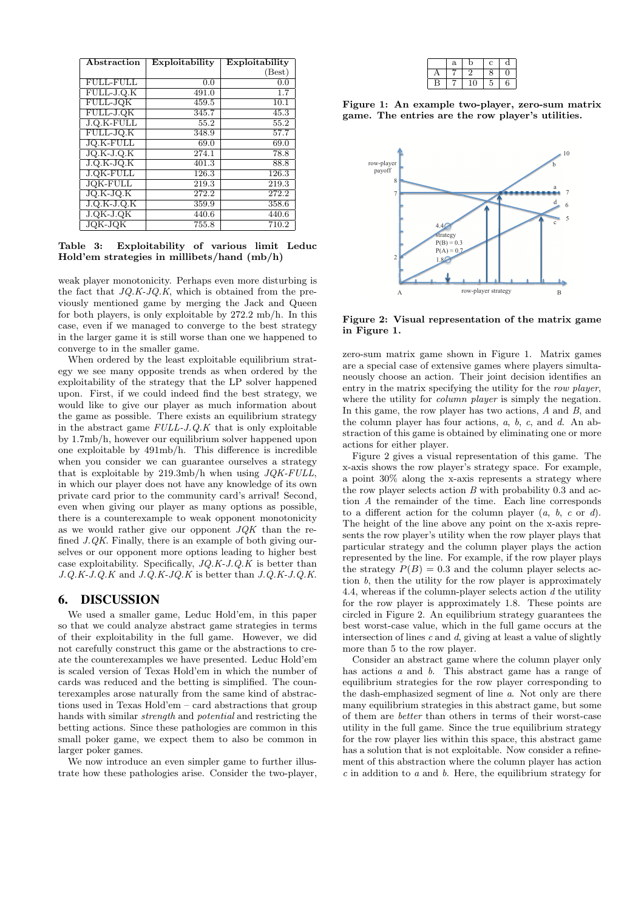| Abstraction | Exploitability | Exploitability (Best) |
|---|---|---|
| FULL-FULL | 0.0 | 0.0 |
| FULL-J.Q.K | 491.0 | 1.7 |
| FULL-JQK | 459.5 | 10.1 |
| FULL-J.QK | 345.7 | 45.3 |
| J.Q.K-FULL | 55.2 | 55.2 |
| FULL-JQ.K | 348.9 | 57.7 |
| JQ.K-FULL | 69.0 | 69.0 |
| JQ.K-J.Q.K | 274.1 | 78.8 |
| J.Q.K-JQ.K | 401.3 | 88.8 |
| J.QK-FULL | 126.3 | 126.3 |
| JQK-FULL | 219.3 | 219.3 |
| JQ.K-JQ.K | 272.2 | 272.2 |
| J.Q.K-J.Q.K | 359.9 | 358.6 |
| J.QK-J.QK | 440.6 | 440.6 |
| JQK-JQK | 755.8 | 710.2 |

**Table 3: Exploitability of various limit Leduc Hold'em strategies in millibets/hand (mb/h)**

weak player monotonicity. Perhaps even more disturbing is the fact that *JQ.K-JQ.K*, which is obtained from the previously mentioned game by merging the Jack and Queen for both players, is only exploitable by 272.2 mb/h. In this case, even if we managed to converge to the best strategy in the larger game it is still worse than one we happened to converge to in the smaller game.

When ordered by the least exploitable equilibrium strategy we see many opposite trends as when ordered by the exploitability of the strategy that the LP solver happened upon. First, if we could indeed find the best strategy, we would like to give our player as much information about the game as possible. There exists an equilibrium strategy in the abstract game *FULL-J.Q.K* that is only exploitable by 1.7mb/h, however our equilibrium solver happened upon one exploitable by 491mb/h. This difference is incredible when you consider we can guarantee ourselves a strategy that is exploitable by 219.3mb/h when using *JQK-FULL*, in which our player does not have any knowledge of its own private card prior to the community card's arrival! Second, even when giving our player as many options as possible, there is a counterexample to weak opponent monotonicity as we would rather give our opponent *JQK* than the refined *J.QK*. Finally, there is an example of both giving ourselves or our opponent more options leading to higher best case exploitability. Specifically, *JQ.K-J.Q.K* is better than *J.Q.K-J.Q.K* and *J.Q.K-JQ.K* is better than *J.Q.K-J.Q.K*.

## 6. DISCUSSION

We used a smaller game, Leduc Hold'em, in this paper so that we could analyze abstract game strategies in terms of their exploitability in the full game. However, we did not carefully construct this game or the abstractions to create the counterexamples we have presented. Leduc Hold'em is scaled version of Texas Hold'em in which the number of cards was reduced and the betting is simplified. The counterexamples arose naturally from the same kind of abstractions used in Texas Hold'em – card abstractions that group hands with similar *strength* and *potential* and restricting the betting actions. Since these pathologies are common in this small poker game, we expect them to also be common in larger poker games.

We now introduce an even simpler game to further illustrate how these pathologies arise. Consider the two-player,

| | a | b | c | d |
|---|---|---|---|---|
| A | 7 | 2 | 8 | 0 |
| B | 7 | 10 | 5 | 6 |

**Figure 1: An example two-player, zero-sum matrix game. The entries are the row player's utilities.**

**Figure 2: Visual representation of the matrix game in Figure 1.**

zero-sum matrix game shown in Figure 1. Matrix games are a special case of extensive games where players simultaneously choose an action. Their joint decision identifies an entry in the matrix specifying the utility for the *row player*, where the utility for *column player* is simply the negation. In this game, the row player has two actions, $A$ and $B$, and the column player has four actions, $a$, $b$, $c$, and $d$. An abstraction of this game is obtained by eliminating one or more actions for either player.

Figure 2 gives a visual representation of this game. The x-axis shows the row player's strategy space. For example, a point 30% along the x-axis represents a strategy where the row player selects action $B$ with probability 0.3 and action $A$ the remainder of the time. Each line corresponds to a different action for the column player ($a$, $b$, $c$ or $d$). The height of the line above any point on the x-axis represents the row player's utility when the row player plays that particular strategy and the column player plays the action represented by the line. For example, if the row player plays the strategy $P(B) = 0.3$ and the column player selects action $b$, then the utility for the row player is approximately 4.4, whereas if the column-player selects action $d$ the utility for the row player is approximately 1.8. These points are circled in Figure 2. An equilibrium strategy guarantees the best worst-case value, which in the full game occurs at the intersection of lines $c$ and $d$, giving at least a value of slightly more than 5 to the row player.

Consider an abstract game where the column player only has actions $a$ and $b$. This abstract game has a range of equilibrium strategies for the row player corresponding to the dash-emphasized segment of line $a$. Not only are there many equilibrium strategies in this abstract game, but some of them are *better* than others in terms of their worst-case utility in the full game. Since the true equilibrium strategy for the row player lies within this space, this abstract game has a solution that is not exploitable. Now consider a refinement of this abstraction where the column player has action $c$ in addition to $a$ and $b$. Here, the equilibrium strategy for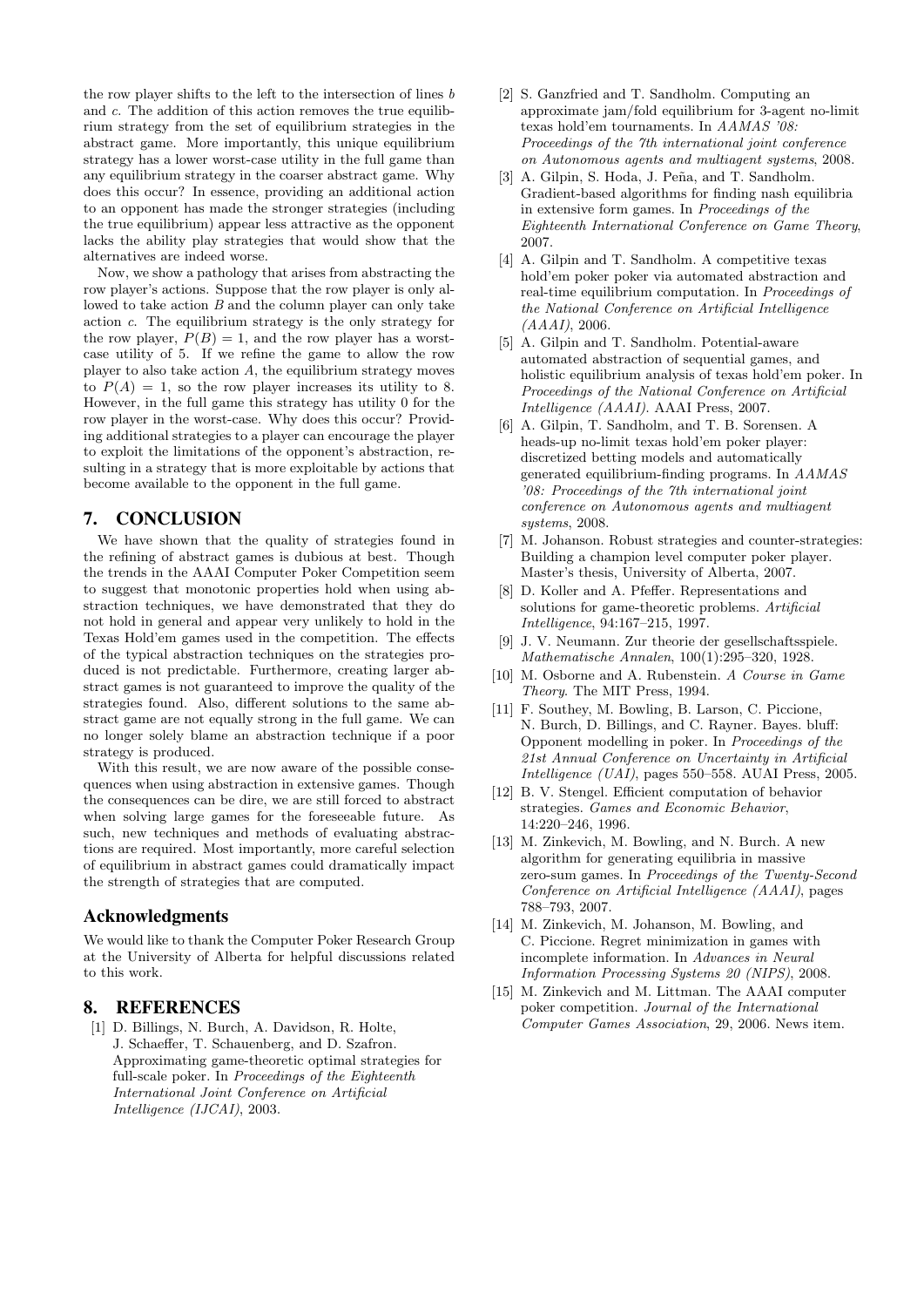the row player shifts to the left to the intersection of lines $b$ and $c$. The addition of this action removes the true equilibrium strategy from the set of equilibrium strategies in the abstract game. More importantly, this unique equilibrium strategy has a lower worst-case utility in the full game than any equilibrium strategy in the coarser abstract game. Why does this occur? In essence, providing an additional action to an opponent has made the stronger strategies (including the true equilibrium) appear less attractive as the opponent lacks the ability play strategies that would show that the alternatives are indeed worse.

Now, we show a pathology that arises from abstracting the row player's actions. Suppose that the row player is only allowed to take action $B$ and the column player can only take action $c$. The equilibrium strategy is the only strategy for the row player, $P(B) = 1$, and the row player has a worst-case utility of 5. If we refine the game to allow the row player to also take action $A$, the equilibrium strategy moves to $P(A) = 1$, so the row player increases its utility to 8. However, in the full game this strategy has utility 0 for the row player in the worst-case. Why does this occur? Providing additional strategies to a player can encourage the player to exploit the limitations of the opponent's abstraction, resulting in a strategy that is more exploitable by actions that become available to the opponent in the full game.

## 7. CONCLUSION

We have shown that the quality of strategies found in the refining of abstract games is dubious at best. Though the trends in the AAAI Computer Poker Competition seem to suggest that monotonic properties hold when using abstraction techniques, we have demonstrated that they do not hold in general and appear very unlikely to hold in the Texas Hold'em games used in the competition. The effects of the typical abstraction techniques on the strategies produced is not predictable. Furthermore, creating larger abstract games is not guaranteed to improve the quality of the strategies found. Also, different solutions to the same abstract game are not equally strong in the full game. We can no longer solely blame an abstraction technique if a poor strategy is produced.

With this result, we are now aware of the possible consequences when using abstraction in extensive games. Though the consequences can be dire, we are still forced to abstract when solving large games for the foreseeable future. As such, new techniques and methods of evaluating abstractions are required. Most importantly, more careful selection of equilibrium in abstract games could dramatically impact the strength of strategies that are computed.

### Acknowledgments

We would like to thank the Computer Poker Research Group at the University of Alberta for helpful discussions related to this work.

## 8. REFERENCES

[1] D. Billings, N. Burch, A. Davidson, R. Holte, J. Schaeffer, T. Schauenberg, and D. Szafron. Approximating game-theoretic optimal strategies for full-scale poker. In *Proceedings of the Eighteenth International Joint Conference on Artificial Intelligence (IJCAI)*, 2003.

[2] S. Ganzfried and T. Sandholm. Computing an approximate jam/fold equilibrium for 3-agent no-limit texas hold'em tournaments. In *AAMAS '08: Proceedings of the 7th international joint conference on Autonomous agents and multiagent systems*, 2008.

[3] A. Gilpin, S. Hoda, J. Peña, and T. Sandholm. Gradient-based algorithms for finding nash equilibria in extensive form games. In *Proceedings of the Eighteenth International Conference on Game Theory*, 2007.

[4] A. Gilpin and T. Sandholm. A competitive texas hold'em poker poker via automated abstraction and real-time equilibrium computation. In *Proceedings of the National Conference on Artificial Intelligence (AAAI)*, 2006.

[5] A. Gilpin and T. Sandholm. Potential-aware automated abstraction of sequential games, and holistic equilibrium analysis of texas hold'em poker. In *Proceedings of the National Conference on Artificial Intelligence (AAAI)*. AAAI Press, 2007.

[6] A. Gilpin, T. Sandholm, and T. B. Sorensen. A heads-up no-limit texas hold'em poker player: discretized betting models and automatically generated equilibrium-finding programs. In *AAMAS '08: Proceedings of the 7th international joint conference on Autonomous agents and multiagent systems*, 2008.

[7] M. Johanson. Robust strategies and counter-strategies: Building a champion level computer poker player. Master's thesis, University of Alberta, 2007.

[8] D. Koller and A. Pfeffer. Representations and solutions for game-theoretic problems. *Artificial Intelligence*, 94:167–215, 1997.

[9] J. V. Neumann. Zur theorie der gesellschaftsspiele. *Mathematische Annalen*, 100(1):295–320, 1928.

[10] M. Osborne and A. Rubenstein. *A Course in Game Theory*. The MIT Press, 1994.

[11] F. Southey, M. Bowling, B. Larson, C. Piccione, N. Burch, D. Billings, and C. Rayner. Bayes. bluff: Opponent modelling in poker. In *Proceedings of the 21st Annual Conference on Uncertainty in Artificial Intelligence (UAI)*, pages 550–558. AUAI Press, 2005.

[12] B. V. Stengel. Efficient computation of behavior strategies. *Games and Economic Behavior*, 14:220–246, 1996.

[13] M. Zinkevich, M. Bowling, and N. Burch. A new algorithm for generating equilibria in massive zero-sum games. In *Proceedings of the Twenty-Second Conference on Artificial Intelligence (AAAI)*, pages 788–793, 2007.

[14] M. Zinkevich, M. Johanson, M. Bowling, and C. Piccione. Regret minimization in games with incomplete information. In *Advances in Neural Information Processing Systems 20 (NIPS)*, 2008.

[15] M. Zinkevich and M. Littman. The AAAI computer poker competition. *Journal of the International Computer Games Association*, 29, 2006. News item.